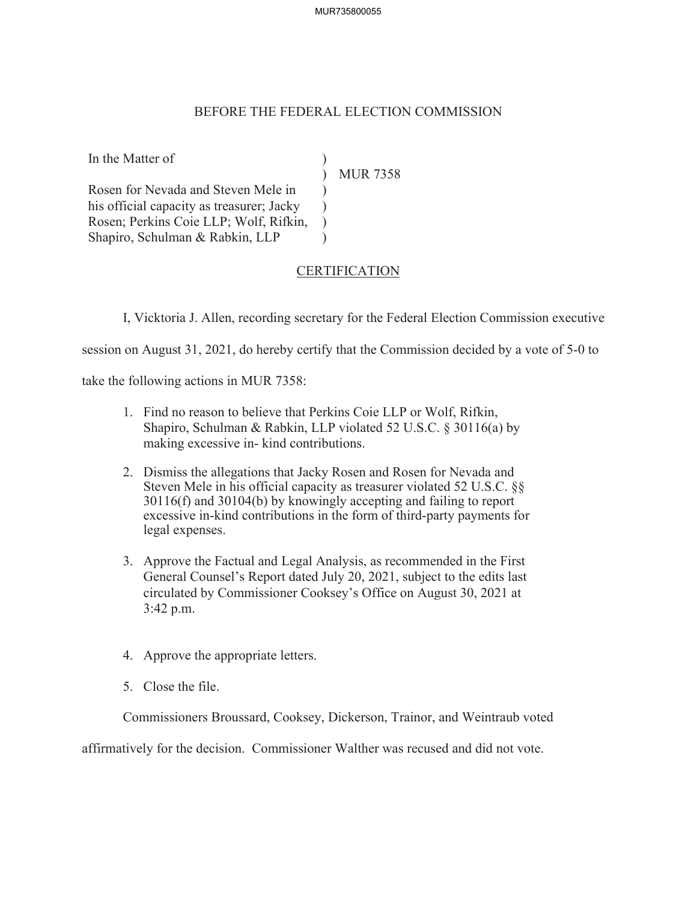# BEFORE THE FEDERAL ELECTION COMMISSION

| | | |
|---|---|---|
| In the Matter of | ) | |
| | ) | MUR 7358 |
| Rosen for Nevada and Steven Mele in his official capacity as treasurer; Jacky Rosen; Perkins Coie LLP; Wolf, Rifkin, Shapiro, Schulman & Rabkin, LLP | ) | |

## CERTIFICATION

I, Vicktoria J. Allen, recording secretary for the Federal Election Commission executive session on August 31, 2021, do hereby certify that the Commission decided by a vote of 5-0 to take the following actions in MUR 7358:

1. Find no reason to believe that Perkins Coie LLP or Wolf, Rifkin, Shapiro, Schulman & Rabkin, LLP violated 52 U.S.C. § 30116(a) by making excessive in- kind contributions.

2. Dismiss the allegations that Jacky Rosen and Rosen for Nevada and Steven Mele in his official capacity as treasurer violated 52 U.S.C. §§ 30116(f) and 30104(b) by knowingly accepting and failing to report excessive in-kind contributions in the form of third-party payments for legal expenses.

3. Approve the Factual and Legal Analysis, as recommended in the First General Counsel's Report dated July 20, 2021, subject to the edits last circulated by Commissioner Cooksey's Office on August 30, 2021 at 3:42 p.m.

4. Approve the appropriate letters.

5. Close the file.

Commissioners Broussard, Cooksey, Dickerson, Trainor, and Weintraub voted affirmatively for the decision. Commissioner Walther was recused and did not vote.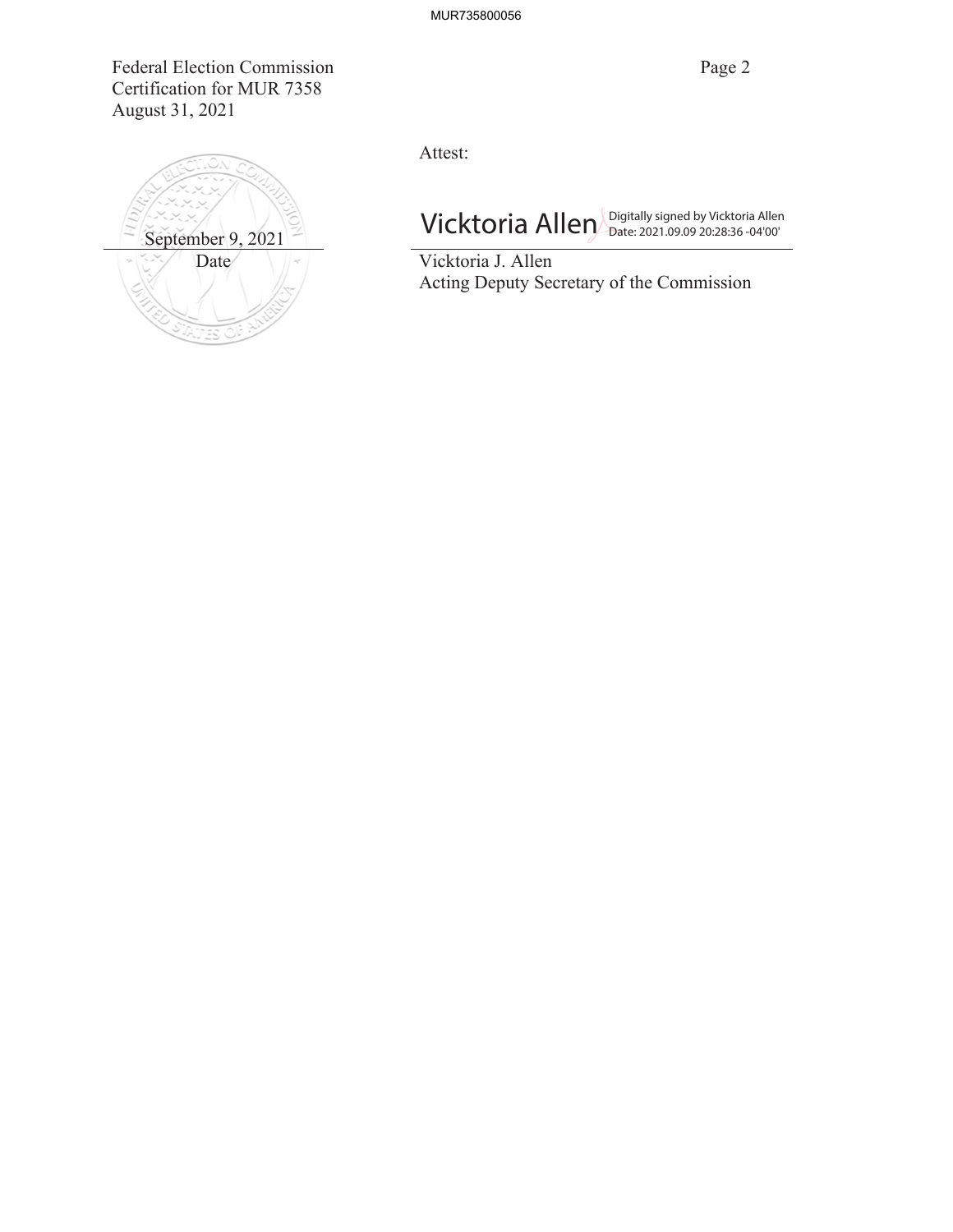Federal Election Commission
Certification for MUR 7358
August 31, 2021

Attest:

September 9, 2021
Date

Vicktoria Allen  Digitally signed by Vicktoria Allen
Date: 2021.09.09 20:28:36 -04'00'

Vicktoria J. Allen
Acting Deputy Secretary of the Commission